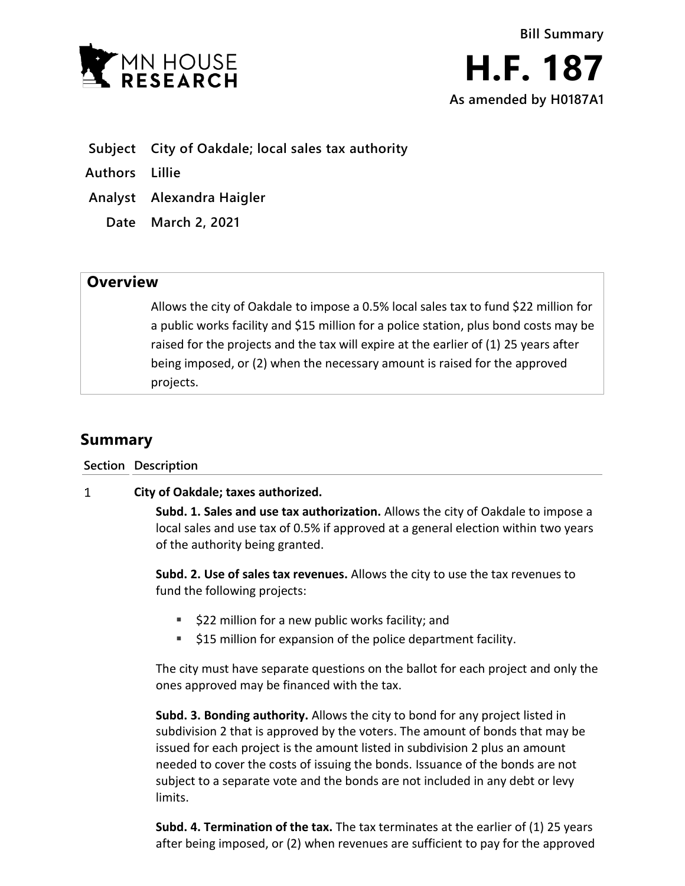Bill Summary

# H.F. 187

**As amended by H0187A1**

| | |
|---|---|
| **Subject** | **City of Oakdale; local sales tax authority** |
| **Authors** | **Lillie** |
| **Analyst** | **Alexandra Haigler** |
| **Date** | **March 2, 2021** |

## Overview

Allows the city of Oakdale to impose a 0.5% local sales tax to fund $22 million for a public works facility and $15 million for a police station, plus bond costs may be raised for the projects and the tax will expire at the earlier of (1) 25 years after being imposed, or (2) when the necessary amount is raised for the approved projects.

## Summary

**Section Description**

1 **City of Oakdale; taxes authorized.**

**Subd. 1. Sales and use tax authorization.** Allows the city of Oakdale to impose a local sales and use tax of 0.5% if approved at a general election within two years of the authority being granted.

**Subd. 2. Use of sales tax revenues.** Allows the city to use the tax revenues to fund the following projects:

- $22 million for a new public works facility; and
- $15 million for expansion of the police department facility.

The city must have separate questions on the ballot for each project and only the ones approved may be financed with the tax.

**Subd. 3. Bonding authority.** Allows the city to bond for any project listed in subdivision 2 that is approved by the voters. The amount of bonds that may be issued for each project is the amount listed in subdivision 2 plus an amount needed to cover the costs of issuing the bonds. Issuance of the bonds are not subject to a separate vote and the bonds are not included in any debt or levy limits.

**Subd. 4. Termination of the tax.** The tax terminates at the earlier of (1) 25 years after being imposed, or (2) when revenues are sufficient to pay for the approved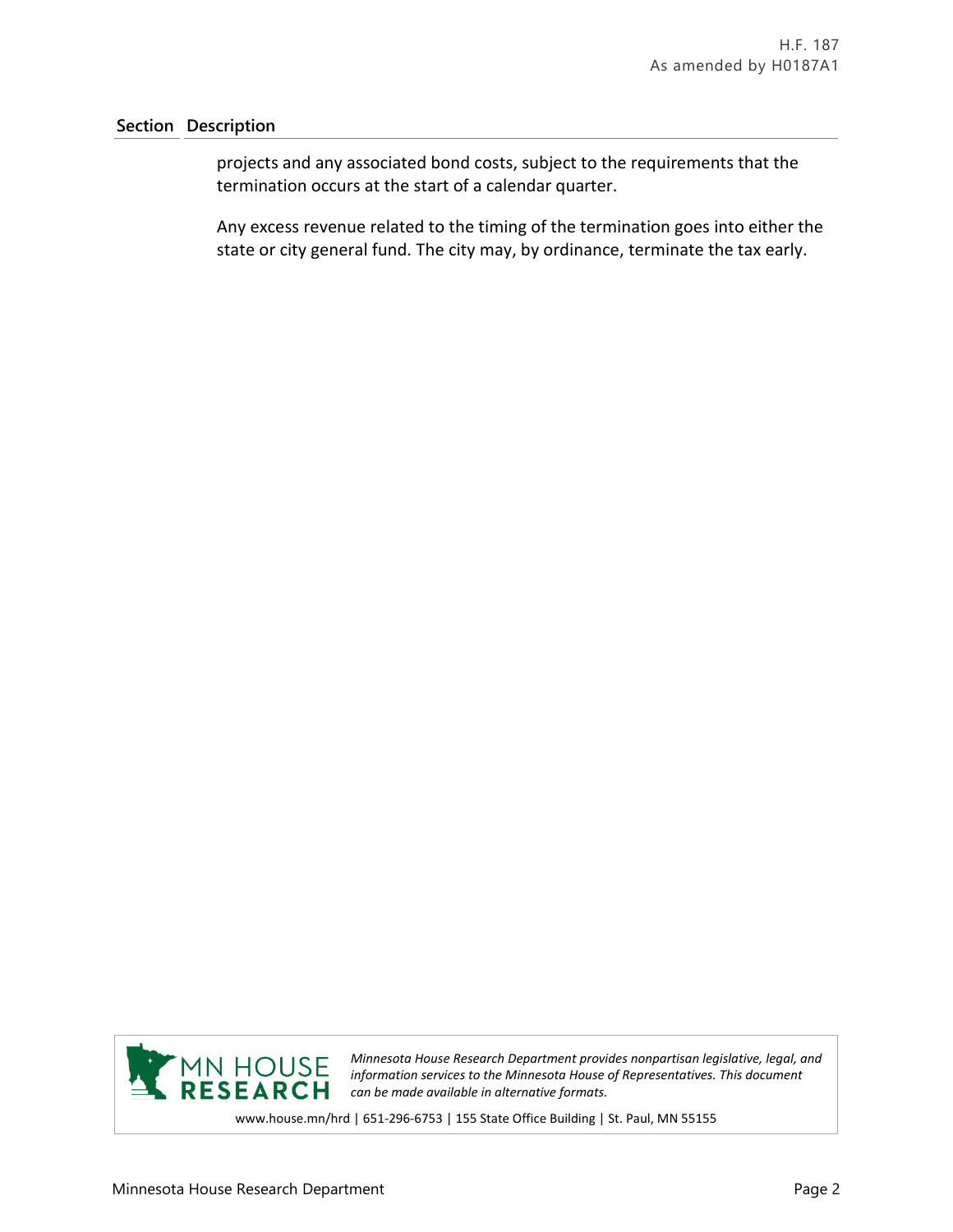| Section | Description |
|---|---|
| | projects and any associated bond costs, subject to the requirements that the termination occurs at the start of a calendar quarter. Any excess revenue related to the timing of the termination goes into either the state or city general fund. The city may, by ordinance, terminate the tax early. |

*Minnesota House Research Department provides nonpartisan legislative, legal, and information services to the Minnesota House of Representatives. This document can be made available in alternative formats.*

www.house.mn/hrd | 651-296-6753 | 155 State Office Building | St. Paul, MN 55155